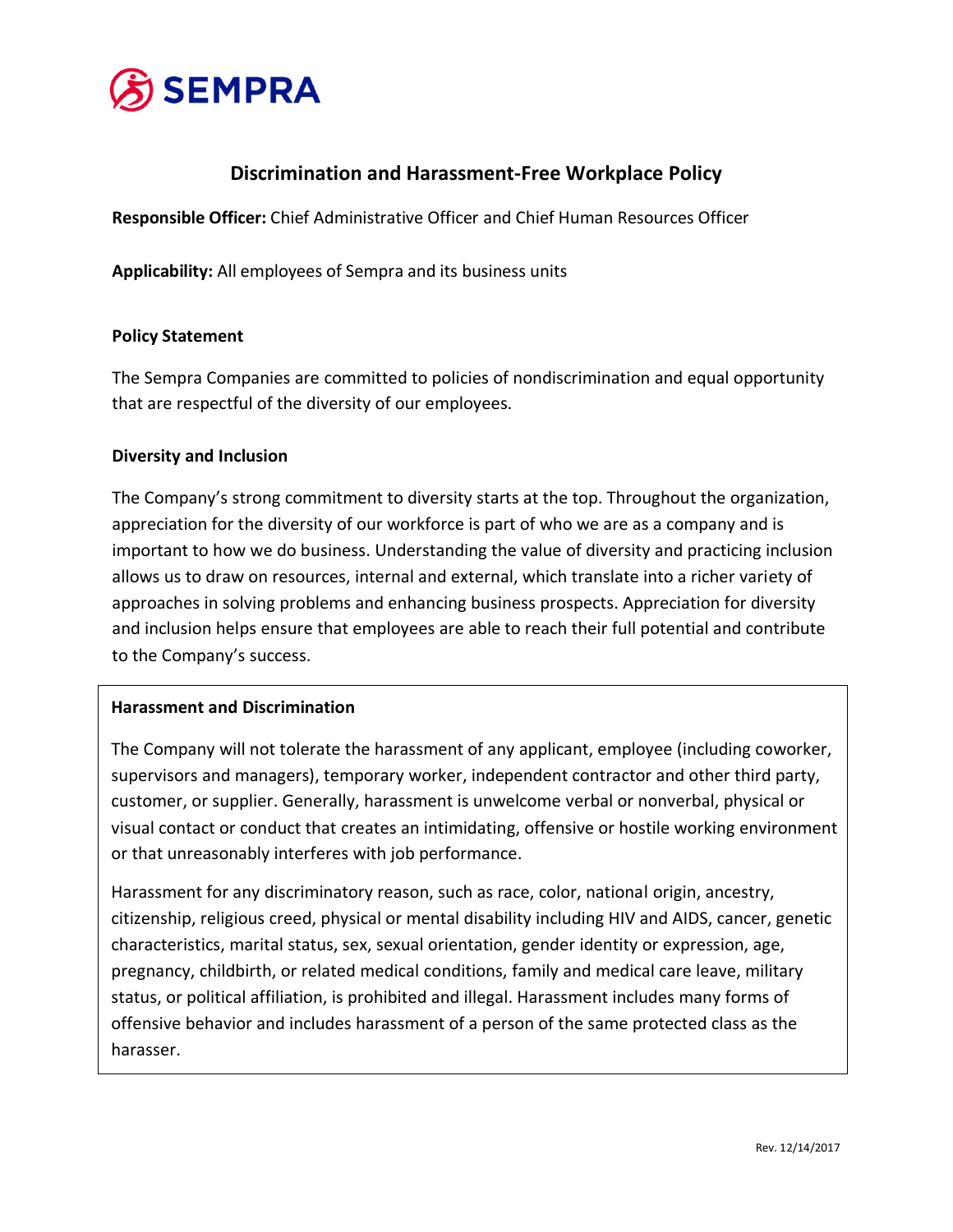SEMPRA

# Discrimination and Harassment-Free Workplace Policy

**Responsible Officer:** Chief Administrative Officer and Chief Human Resources Officer

**Applicability:** All employees of Sempra and its business units

## Policy Statement

The Sempra Companies are committed to policies of nondiscrimination and equal opportunity that are respectful of the diversity of our employees.

## Diversity and Inclusion

The Company's strong commitment to diversity starts at the top. Throughout the organization, appreciation for the diversity of our workforce is part of who we are as a company and is important to how we do business. Understanding the value of diversity and practicing inclusion allows us to draw on resources, internal and external, which translate into a richer variety of approaches in solving problems and enhancing business prospects. Appreciation for diversity and inclusion helps ensure that employees are able to reach their full potential and contribute to the Company's success.

## Harassment and Discrimination

The Company will not tolerate the harassment of any applicant, employee (including coworker, supervisors and managers), temporary worker, independent contractor and other third party, customer, or supplier. Generally, harassment is unwelcome verbal or nonverbal, physical or visual contact or conduct that creates an intimidating, offensive or hostile working environment or that unreasonably interferes with job performance.

Harassment for any discriminatory reason, such as race, color, national origin, ancestry, citizenship, religious creed, physical or mental disability including HIV and AIDS, cancer, genetic characteristics, marital status, sex, sexual orientation, gender identity or expression, age, pregnancy, childbirth, or related medical conditions, family and medical care leave, military status, or political affiliation, is prohibited and illegal. Harassment includes many forms of offensive behavior and includes harassment of a person of the same protected class as the harasser.

Rev. 12/14/2017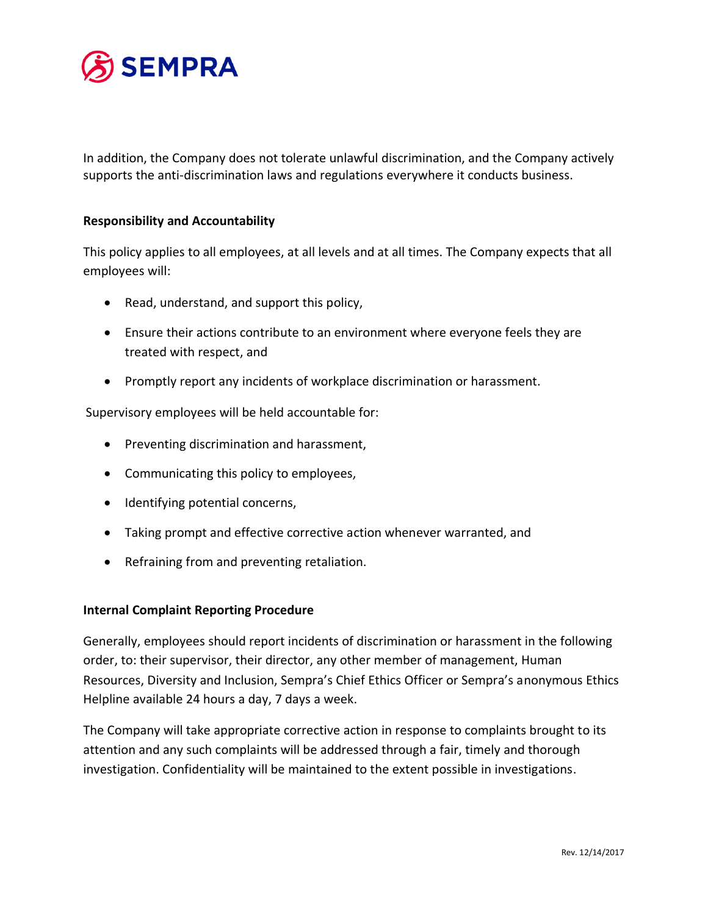In addition, the Company does not tolerate unlawful discrimination, and the Company actively supports the anti-discrimination laws and regulations everywhere it conducts business.

**Responsibility and Accountability**

This policy applies to all employees, at all levels and at all times. The Company expects that all employees will:

- Read, understand, and support this policy,
- Ensure their actions contribute to an environment where everyone feels they are treated with respect, and
- Promptly report any incidents of workplace discrimination or harassment.

Supervisory employees will be held accountable for:

- Preventing discrimination and harassment,
- Communicating this policy to employees,
- Identifying potential concerns,
- Taking prompt and effective corrective action whenever warranted, and
- Refraining from and preventing retaliation.

**Internal Complaint Reporting Procedure**

Generally, employees should report incidents of discrimination or harassment in the following order, to: their supervisor, their director, any other member of management, Human Resources, Diversity and Inclusion, Sempra's Chief Ethics Officer or Sempra's anonymous Ethics Helpline available 24 hours a day, 7 days a week.

The Company will take appropriate corrective action in response to complaints brought to its attention and any such complaints will be addressed through a fair, timely and thorough investigation. Confidentiality will be maintained to the extent possible in investigations.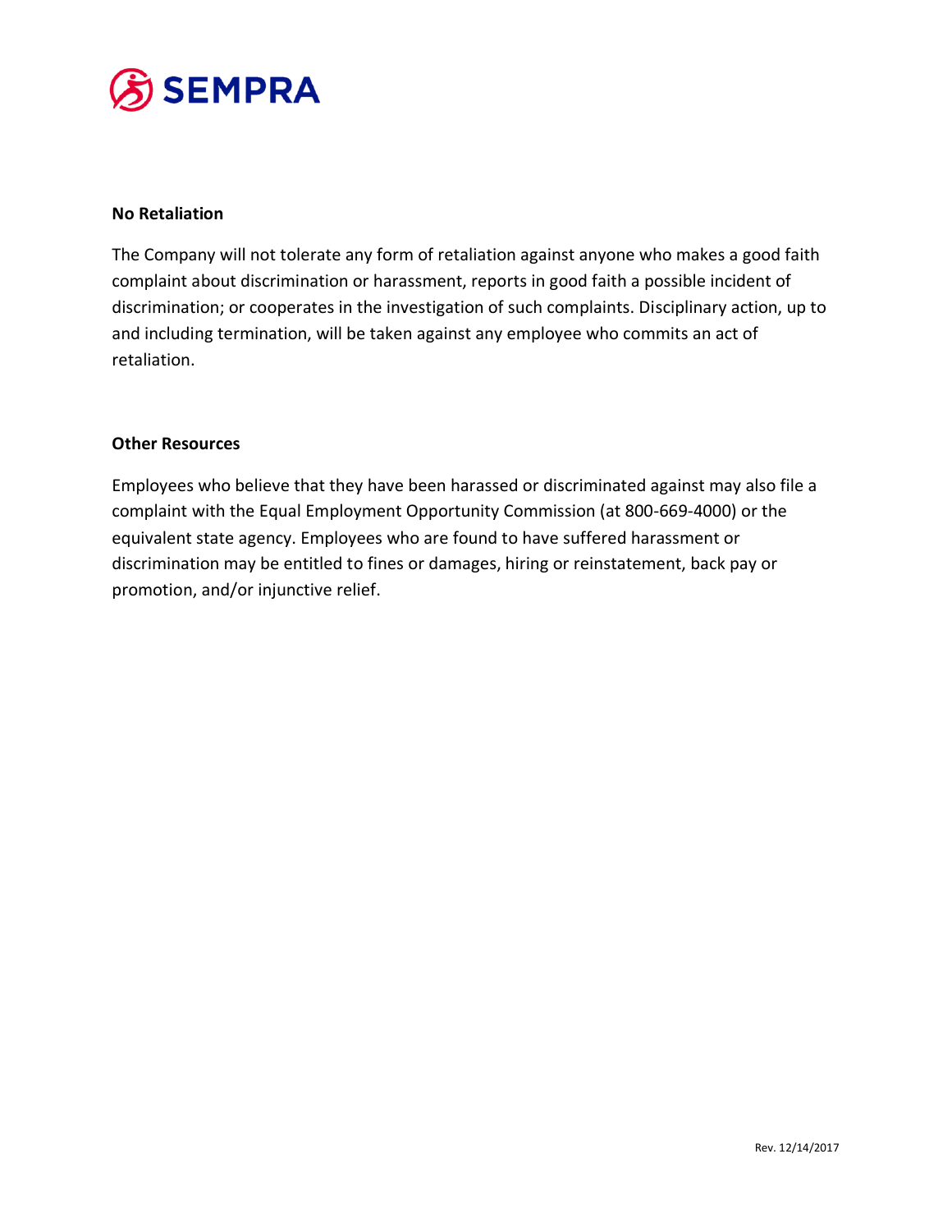**No Retaliation**

The Company will not tolerate any form of retaliation against anyone who makes a good faith complaint about discrimination or harassment, reports in good faith a possible incident of discrimination; or cooperates in the investigation of such complaints. Disciplinary action, up to and including termination, will be taken against any employee who commits an act of retaliation.

**Other Resources**

Employees who believe that they have been harassed or discriminated against may also file a complaint with the Equal Employment Opportunity Commission (at 800-669-4000) or the equivalent state agency. Employees who are found to have suffered harassment or discrimination may be entitled to fines or damages, hiring or reinstatement, back pay or promotion, and/or injunctive relief.